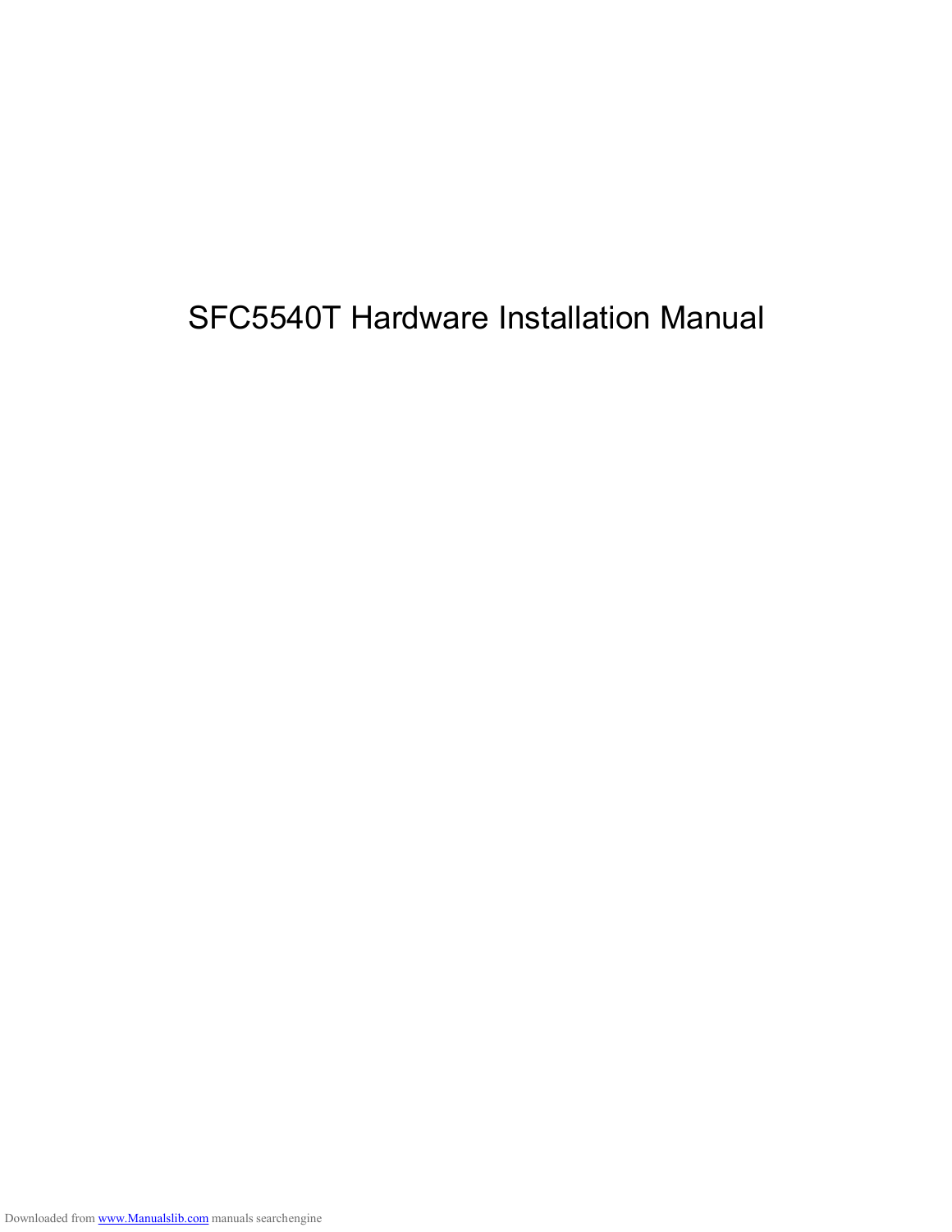# SFC5540T Hardware Installation Manual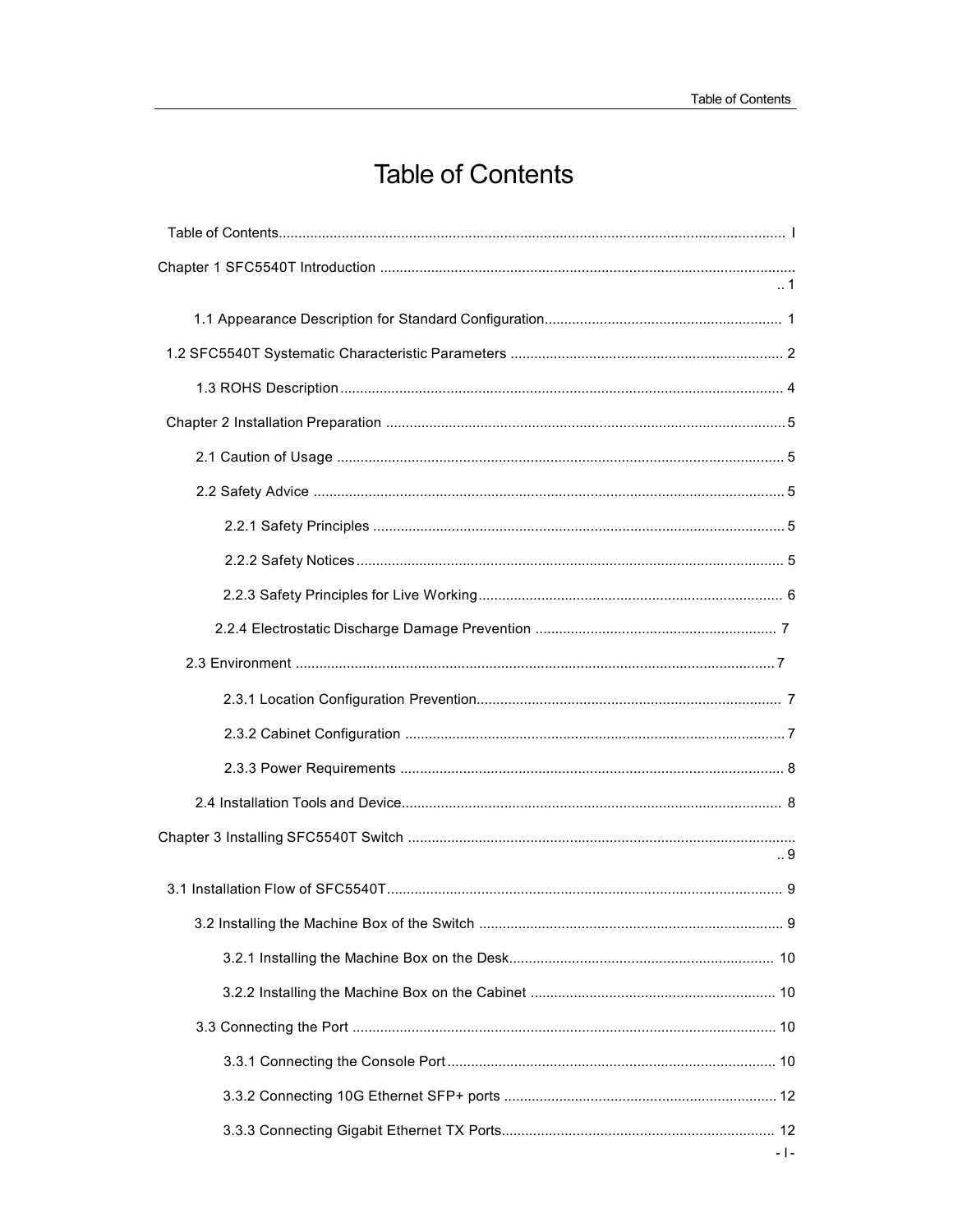# Table of Contents

Table of Contents ............................................................................................................................ I

Chapter 1 SFC5540T Introduction ........................................................................................................ .. 1

1.1 Appearance Description for Standard Configuration............................................................ 1

1.2 SFC5540T Systematic Characteristic Parameters ..................................................................... 2

1.3 ROHS Description ................................................................................................................ 4

Chapter 2 Installation Preparation ..................................................................................................... 5

2.1 Caution of Usage ................................................................................................................ 5

2.2 Safety Advice ....................................................................................................................... 5

2.2.1 Safety Principles ....................................................................................................... 5

2.2.2 Safety Notices ........................................................................................................... 5

2.2.3 Safety Principles for Live Working ............................................................................ 6

2.2.4 Electrostatic Discharge Damage Prevention ............................................................. 7

2.3 Environment ......................................................................................................................... 7

2.3.1 Location Configuration Prevention............................................................................ 7

2.3.2 Cabinet Configuration ............................................................................................... 7

2.3.3 Power Requirements ................................................................................................ 8

2.4 Installation Tools and Device................................................................................................ 8

Chapter 3 Installing SFC5540T Switch ................................................................................................ .. 9

3.1 Installation Flow of SFC5540T.................................................................................................... 9

3.2 Installing the Machine Box of the Switch ............................................................................. 9

3.2.1 Installing the Machine Box on the Desk................................................................... 10

3.2.2 Installing the Machine Box on the Cabinet ............................................................. 10

3.3 Connecting the Port ........................................................................................................... 10

3.3.1 Connecting the Console Port .................................................................................. 10

3.3.2 Connecting 10G Ethernet SFP+ ports .................................................................... 12

3.3.3 Connecting Gigabit Ethernet TX Ports.................................................................... 12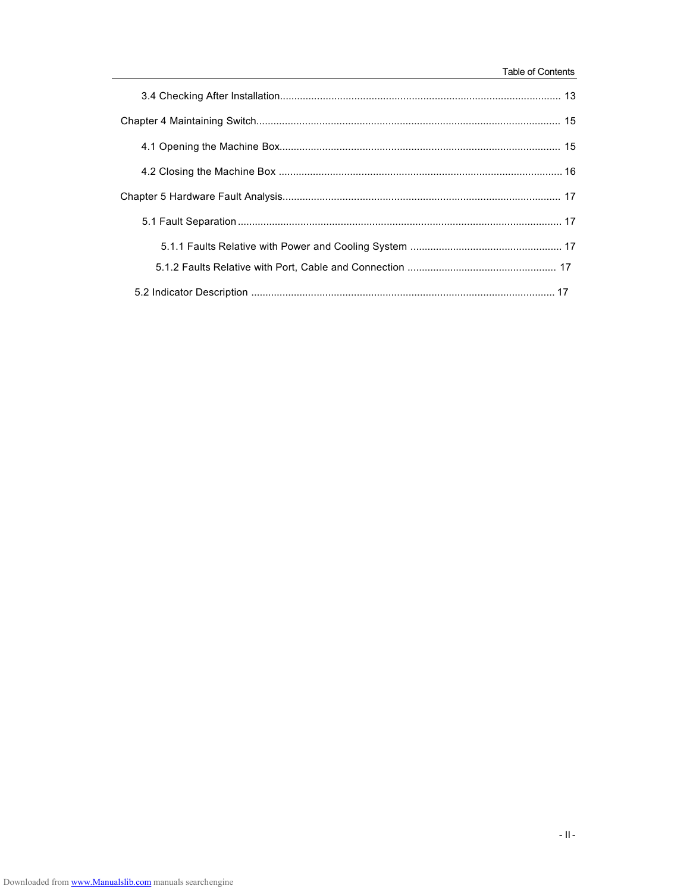3.4 Checking After Installation ........ 13

Chapter 4 Maintaining Switch ........ 15

4.1 Opening the Machine Box ........ 15

4.2 Closing the Machine Box ........ 16

Chapter 5 Hardware Fault Analysis ........ 17

5.1 Fault Separation ........ 17

5.1.1 Faults Relative with Power and Cooling System ........ 17

5.1.2 Faults Relative with Port, Cable and Connection ........ 17

5.2 Indicator Description ........ 17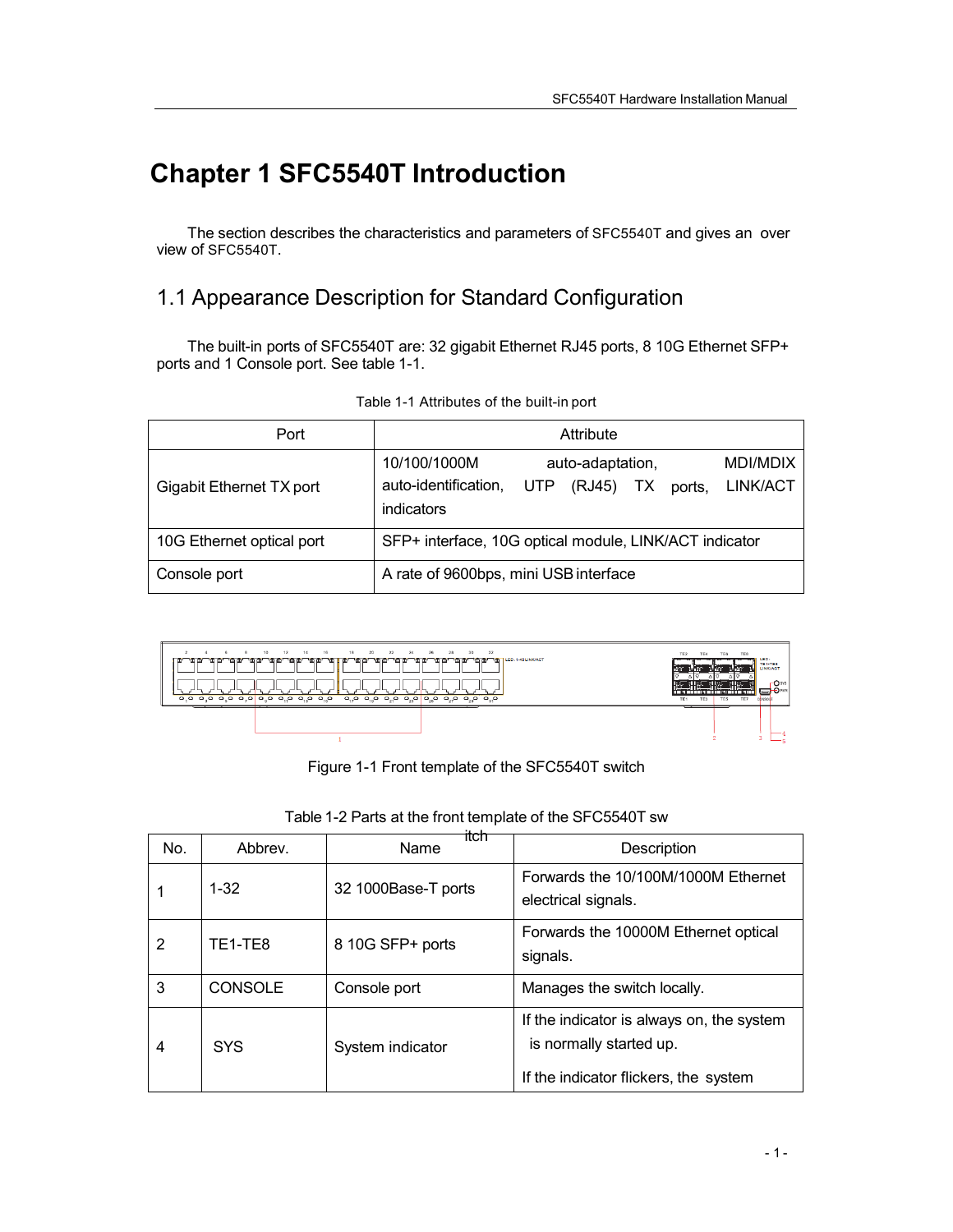# Chapter 1 SFC5540T Introduction

The section describes the characteristics and parameters of SFC5540T and gives an over view of SFC5540T.

## 1.1 Appearance Description for Standard Configuration

The built-in ports of SFC5540T are: 32 gigabit Ethernet RJ45 ports, 8 10G Ethernet SFP+ ports and 1 Console port. See table 1-1.

Table 1-1 Attributes of the built-in port

| Port | Attribute |
|---|---|
| Gigabit Ethernet TX port | 10/100/1000M auto-adaptation, MDI/MDIX auto-identification, UTP (RJ45) TX ports, LINK/ACT indicators |
| 10G Ethernet optical port | SFP+ interface, 10G optical module, LINK/ACT indicator |
| Console port | A rate of 9600bps, mini USB interface |

Figure 1-1 Front template of the SFC5540T switch

Table 1-2 Parts at the front template of the SFC5540T switch

| No. | Abbrev. | Name | Description |
|---|---|---|---|
| 1 | 1-32 | 32 1000Base-T ports | Forwards the 10/100M/1000M Ethernet electrical signals. |
| 2 | TE1-TE8 | 8 10G SFP+ ports | Forwards the 10000M Ethernet optical signals. |
| 3 | CONSOLE | Console port | Manages the switch locally. |
| 4 | SYS | System indicator | If the indicator is always on, the system is normally started up.<br>If the indicator flickers, the system |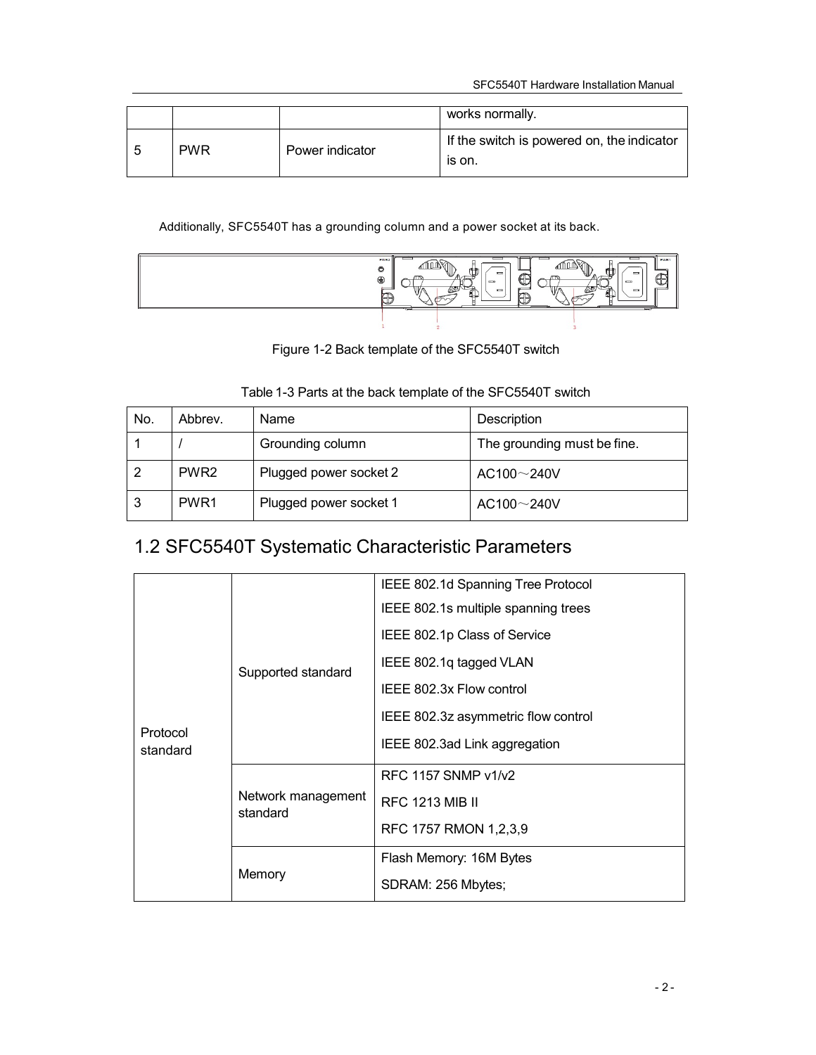|  |  |  | works normally. |
|---|---|---|---|
| 5 | PWR | Power indicator | If the switch is powered on, the indicator is on. |

Additionally, SFC5540T has a grounding column and a power socket at its back.

Figure 1-2 Back template of the SFC5540T switch

Table 1-3 Parts at the back template of the SFC5540T switch

| No. | Abbrev. | Name | Description |
|---|---|---|---|
| 1 | / | Grounding column | The grounding must be fine. |
| 2 | PWR2 | Plugged power socket 2 | AC100～240V |
| 3 | PWR1 | Plugged power socket 1 | AC100～240V |

## 1.2 SFC5540T Systematic Characteristic Parameters

| | | |
|---|---|---|
| Protocol standard | Supported standard | IEEE 802.1d Spanning Tree Protocol<br>IEEE 802.1s multiple spanning trees<br>IEEE 802.1p Class of Service<br>IEEE 802.1q tagged VLAN<br>IEEE 802.3x Flow control<br>IEEE 802.3z asymmetric flow control<br>IEEE 802.3ad Link aggregation |
| | Network management standard | RFC 1157 SNMP v1/v2<br>RFC 1213 MIB II<br>RFC 1757 RMON 1,2,3,9 |
| | Memory | Flash Memory: 16M Bytes<br>SDRAM: 256 Mbytes; |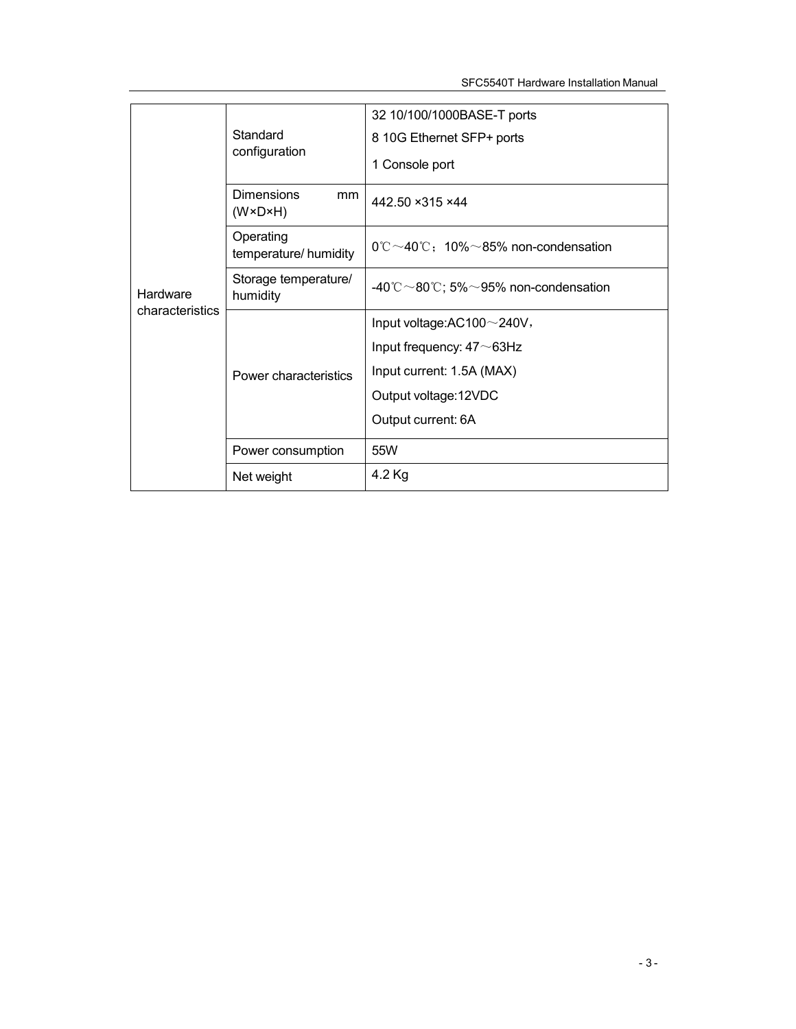| Hardware characteristics | Standard configuration | 32 10/100/1000BASE-T ports<br>8 10G Ethernet SFP+ ports<br>1 Console port |
|---|---|---|
| | Dimensions mm (W×D×H) | 442.50 ×315 ×44 |
| | Operating temperature/ humidity | 0℃～40℃；10%～85% non-condensation |
| | Storage temperature/ humidity | -40℃～80℃; 5%～95% non-condensation |
| | Power characteristics | Input voltage:AC100～240V，<br>Input frequency: 47～63Hz<br>Input current: 1.5A (MAX)<br>Output voltage:12VDC<br>Output current: 6A |
| | Power consumption | 55W |
| | Net weight | 4.2 Kg |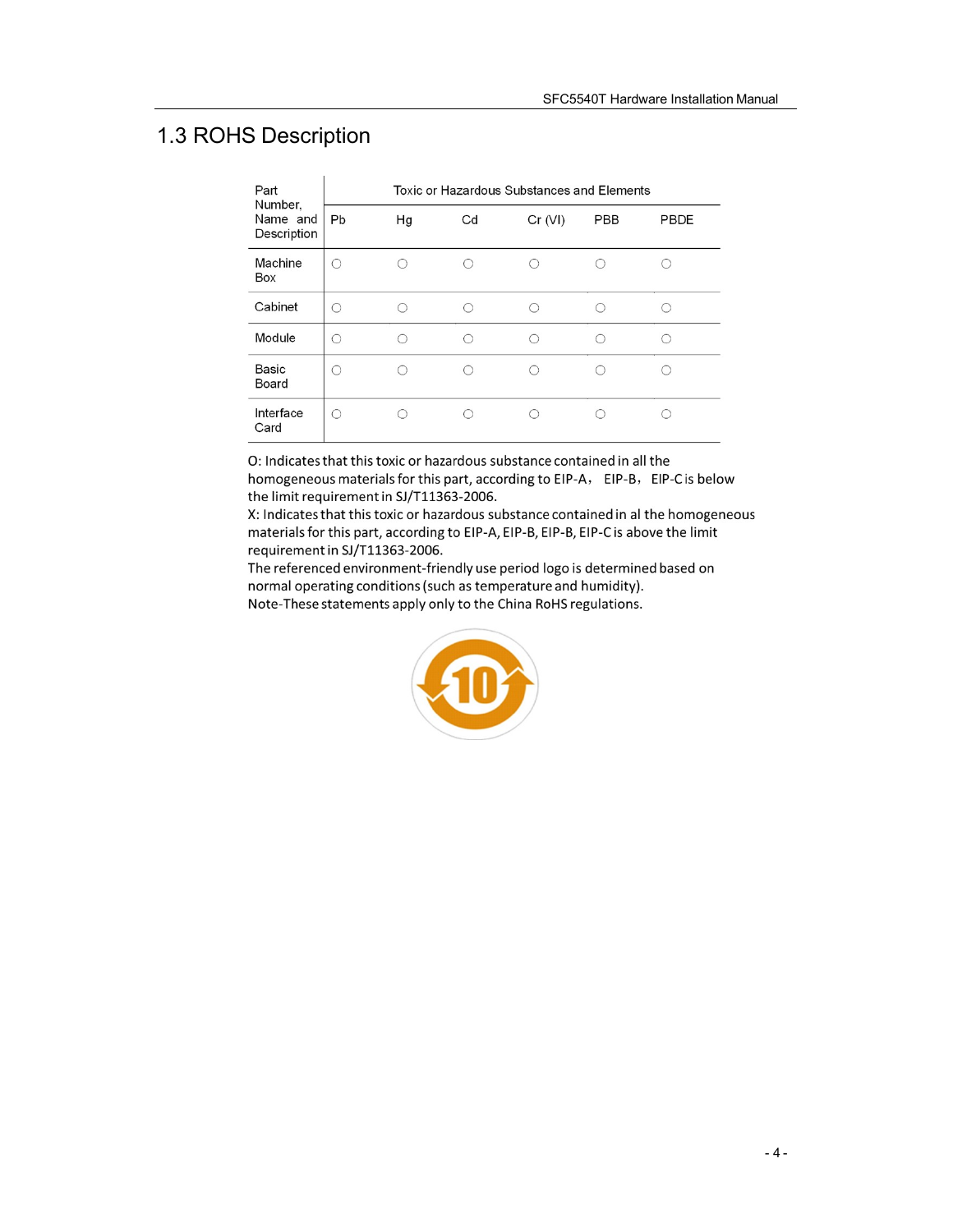## 1.3 ROHS Description

| Part Number, Name and Description | Toxic or Hazardous Substances and Elements | | | | | |
|---|---|---|---|---|---|---|
| | Pb | Hg | Cd | Cr (VI) | PBB | PBDE |
| Machine Box | ○ | ○ | ○ | ○ | ○ | ○ |
| Cabinet | ○ | ○ | ○ | ○ | ○ | ○ |
| Module | ○ | ○ | ○ | ○ | ○ | ○ |
| Basic Board | ○ | ○ | ○ | ○ | ○ | ○ |
| Interface Card | ○ | ○ | ○ | ○ | ○ | ○ |

O: Indicates that this toxic or hazardous substance contained in all the homogeneous materials for this part, according to EIP-A， EIP-B， EIP-C is below the limit requirement in SJ/T11363-2006.
X: Indicates that this toxic or hazardous substance contained in al the homogeneous materials for this part, according to EIP-A, EIP-B, EIP-B, EIP-C is above the limit requirement in SJ/T11363-2006.
The referenced environment-friendly use period logo is determined based on normal operating conditions (such as temperature and humidity).
Note-These statements apply only to the China RoHS regulations.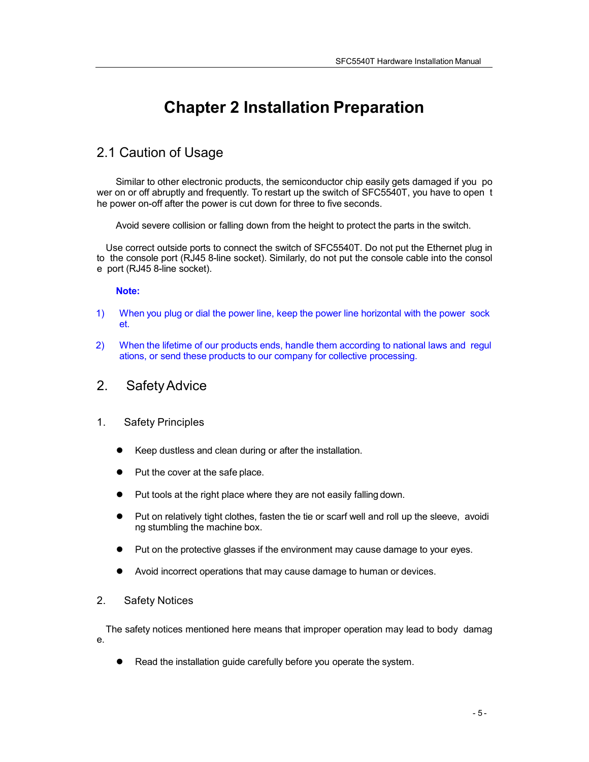// Chapter 2 Installation Preparation

## 2.1 Caution of Usage

Similar to other electronic products, the semiconductor chip easily gets damaged if you power on or off abruptly and frequently. To restart up the switch of SFC5540T, you have to open the power on-off after the power is cut down for three to five seconds.

Avoid severe collision or falling down from the height to protect the parts in the switch.

Use correct outside ports to connect the switch of SFC5540T. Do not put the Ethernet plug into the console port (RJ45 8-line socket). Similarly, do not put the console cable into the console port (RJ45 8-line socket).

**Note:**

1) When you plug or dial the power line, keep the power line horizontal with the power socket.

2) When the lifetime of our products ends, handle them according to national laws and regulations, or send these products to our company for collective processing.

## 2. Safety Advice

### 1. Safety Principles

- Keep dustless and clean during or after the installation.
- Put the cover at the safe place.
- Put tools at the right place where they are not easily falling down.
- Put on relatively tight clothes, fasten the tie or scarf well and roll up the sleeve, avoiding stumbling the machine box.
- Put on the protective glasses if the environment may cause damage to your eyes.
- Avoid incorrect operations that may cause damage to human or devices.

### 2. Safety Notices

The safety notices mentioned here means that improper operation may lead to body damage.

- Read the installation guide carefully before you operate the system.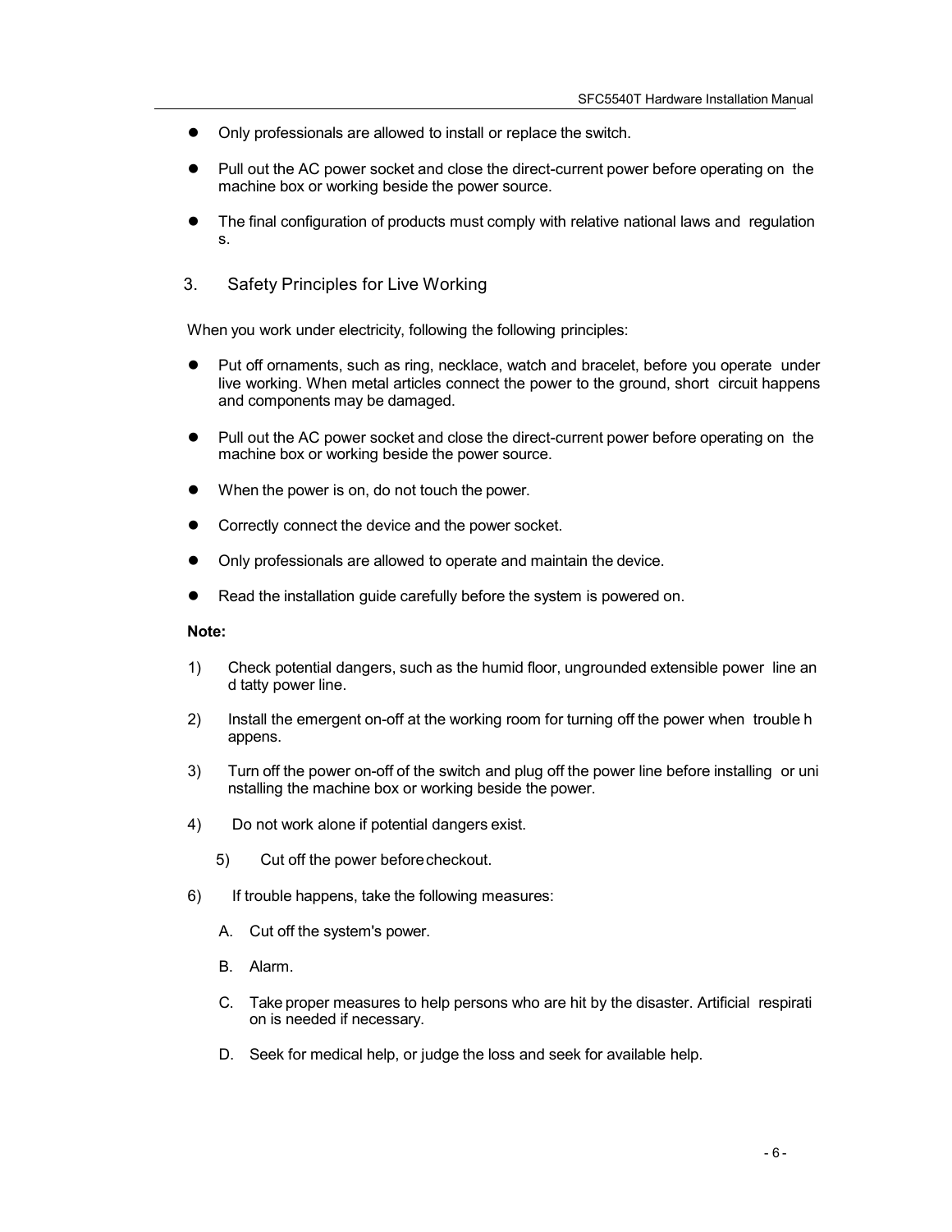- Only professionals are allowed to install or replace the switch.
- Pull out the AC power socket and close the direct-current power before operating on the machine box or working beside the power source.
- The final configuration of products must comply with relative national laws and regulations.

## 3. Safety Principles for Live Working

When you work under electricity, following the following principles:

- Put off ornaments, such as ring, necklace, watch and bracelet, before you operate under live working. When metal articles connect the power to the ground, short circuit happens and components may be damaged.
- Pull out the AC power socket and close the direct-current power before operating on the machine box or working beside the power source.
- When the power is on, do not touch the power.
- Correctly connect the device and the power socket.
- Only professionals are allowed to operate and maintain the device.
- Read the installation guide carefully before the system is powered on.

**Note:**

1) Check potential dangers, such as the humid floor, ungrounded extensible power line and tatty power line.
2) Install the emergent on-off at the working room for turning off the power when trouble happens.
3) Turn off the power on-off of the switch and plug off the power line before installing or uninstalling the machine box or working beside the power.
4) Do not work alone if potential dangers exist.
5) Cut off the power before checkout.
6) If trouble happens, take the following measures:

   A. Cut off the system's power.

   B. Alarm.

   C. Take proper measures to help persons who are hit by the disaster. Artificial respiration is needed if necessary.

   D. Seek for medical help, or judge the loss and seek for available help.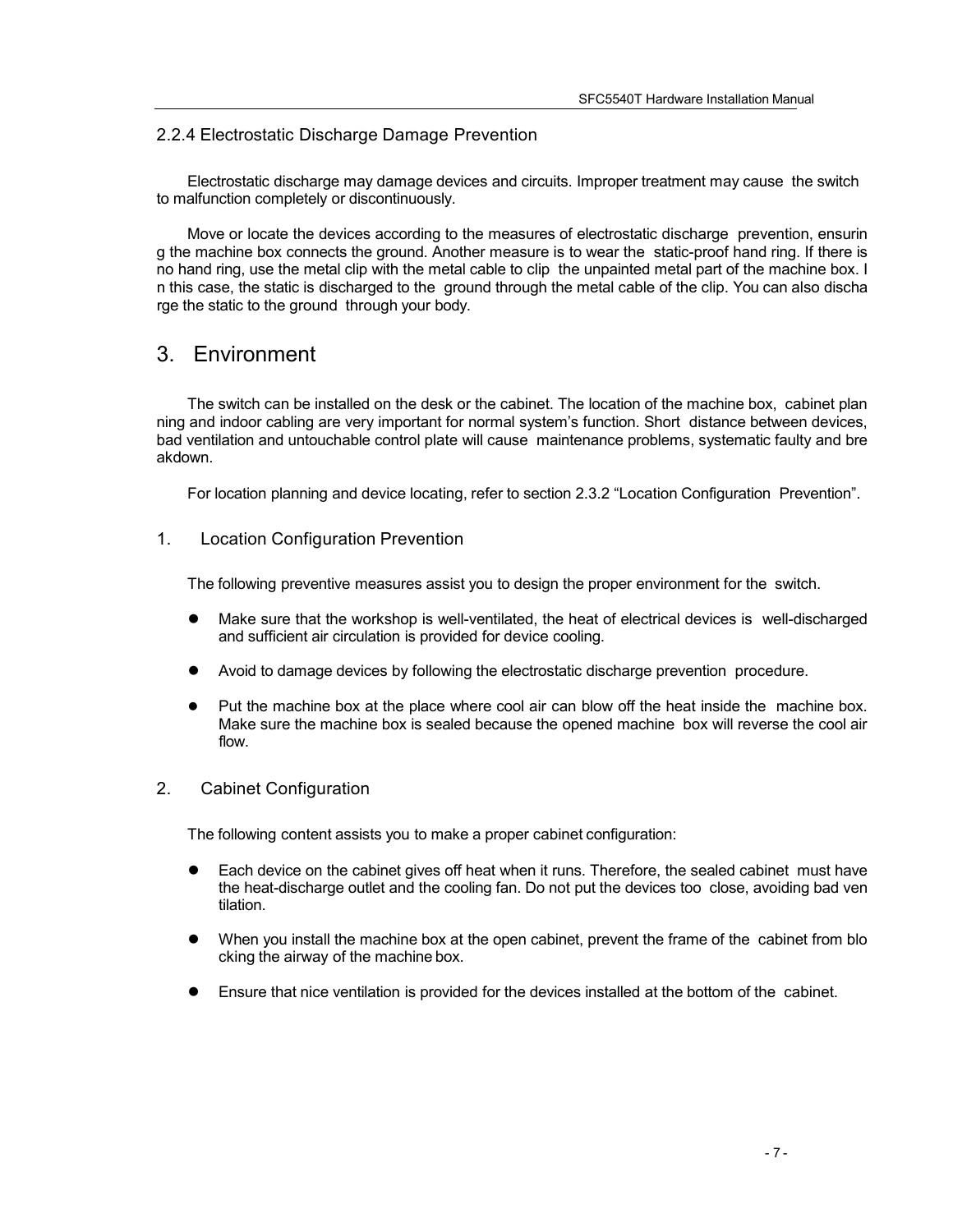### 2.2.4 Electrostatic Discharge Damage Prevention

Electrostatic discharge may damage devices and circuits. Improper treatment may cause the switch to malfunction completely or discontinuously.

Move or locate the devices according to the measures of electrostatic discharge prevention, ensuring the machine box connects the ground. Another measure is to wear the static-proof hand ring. If there is no hand ring, use the metal clip with the metal cable to clip the unpainted metal part of the machine box. In this case, the static is discharged to the ground through the metal cable of the clip. You can also discharge the static to the ground through your body.

# 3. Environment

The switch can be installed on the desk or the cabinet. The location of the machine box, cabinet planning and indoor cabling are very important for normal system's function. Short distance between devices, bad ventilation and untouchable control plate will cause maintenance problems, systematic faulty and breakdown.

For location planning and device locating, refer to section 2.3.2 "Location Configuration Prevention".

## 1. Location Configuration Prevention

The following preventive measures assist you to design the proper environment for the switch.

- Make sure that the workshop is well-ventilated, the heat of electrical devices is well-discharged and sufficient air circulation is provided for device cooling.
- Avoid to damage devices by following the electrostatic discharge prevention procedure.
- Put the machine box at the place where cool air can blow off the heat inside the machine box. Make sure the machine box is sealed because the opened machine box will reverse the cool air flow.

## 2. Cabinet Configuration

The following content assists you to make a proper cabinet configuration:

- Each device on the cabinet gives off heat when it runs. Therefore, the sealed cabinet must have the heat-discharge outlet and the cooling fan. Do not put the devices too close, avoiding bad ventilation.
- When you install the machine box at the open cabinet, prevent the frame of the cabinet from blocking the airway of the machine box.
- Ensure that nice ventilation is provided for the devices installed at the bottom of the cabinet.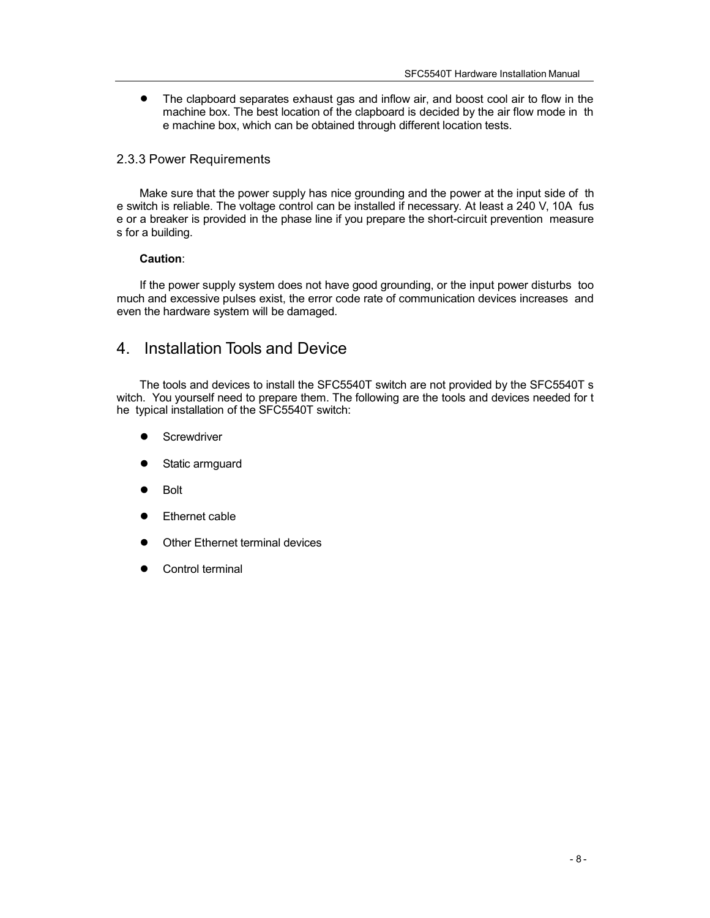- The clapboard separates exhaust gas and inflow air, and boost cool air to flow in the machine box. The best location of the clapboard is decided by the air flow mode in the machine box, which can be obtained through different location tests.

### 2.3.3 Power Requirements

Make sure that the power supply has nice grounding and the power at the input side of the switch is reliable. The voltage control can be installed if necessary. At least a 240 V, 10A fuse or a breaker is provided in the phase line if you prepare the short-circuit prevention measures for a building.

**Caution**:

If the power supply system does not have good grounding, or the input power disturbs too much and excessive pulses exist, the error code rate of communication devices increases and even the hardware system will be damaged.

## 4. Installation Tools and Device

The tools and devices to install the SFC5540T switch are not provided by the SFC5540T switch. You yourself need to prepare them. The following are the tools and devices needed for the typical installation of the SFC5540T switch:

- Screwdriver
- Static armguard
- Bolt
- Ethernet cable
- Other Ethernet terminal devices
- Control terminal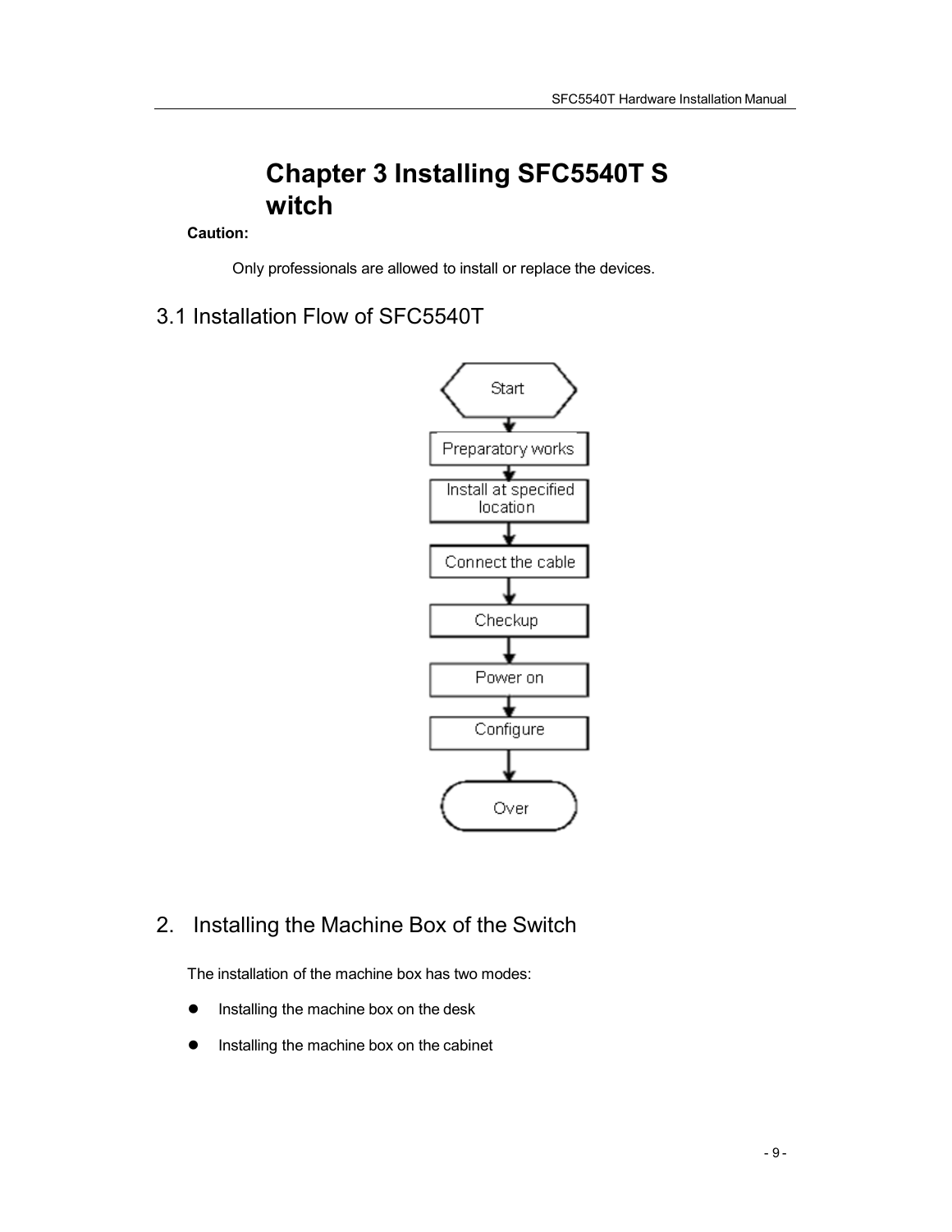# Chapter 3 Installing SFC5540T Switch

**Caution:**

Only professionals are allowed to install or replace the devices.

## 3.1 Installation Flow of SFC5540T

Start → Preparatory works → Install at specified location → Connect the cable → Checkup → Power on → Configure → Over

## 2. Installing the Machine Box of the Switch

The installation of the machine box has two modes:

- Installing the machine box on the desk
- Installing the machine box on the cabinet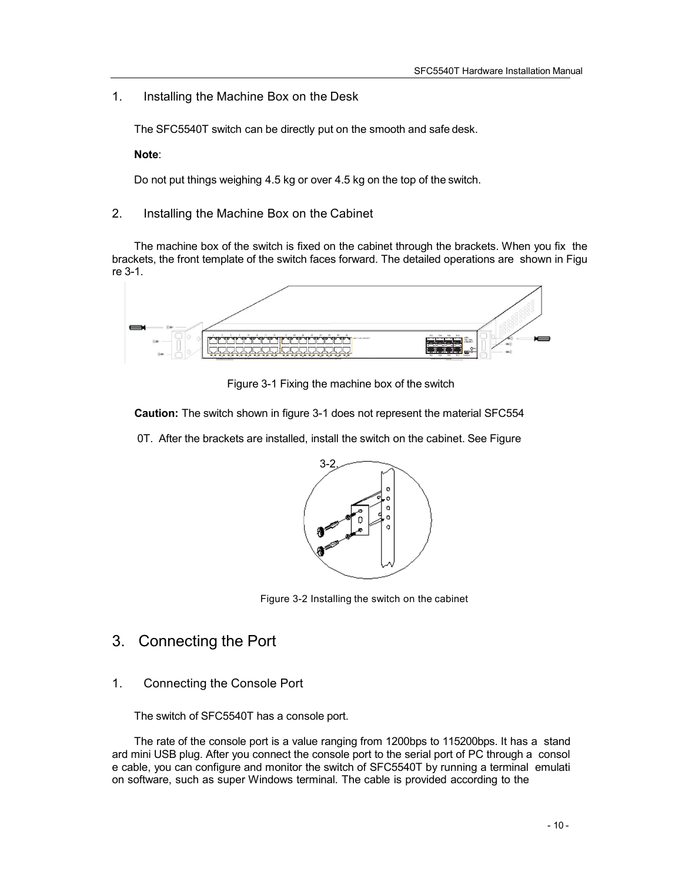1. Installing the Machine Box on the Desk

The SFC5540T switch can be directly put on the smooth and safe desk.

**Note**:

Do not put things weighing 4.5 kg or over 4.5 kg on the top of the switch.

2. Installing the Machine Box on the Cabinet

The machine box of the switch is fixed on the cabinet through the brackets. When you fix the brackets, the front template of the switch faces forward. The detailed operations are shown in Figure 3-1.

Figure 3-1 Fixing the machine box of the switch

**Caution:** The switch shown in figure 3-1 does not represent the material SFC5540T. After the brackets are installed, install the switch on the cabinet. See Figure 3-2.

Figure 3-2 Installing the switch on the cabinet

# 3. Connecting the Port

1. Connecting the Console Port

The switch of SFC5540T has a console port.

The rate of the console port is a value ranging from 1200bps to 115200bps. It has a standard mini USB plug. After you connect the console port to the serial port of PC through a console cable, you can configure and monitor the switch of SFC5540T by running a terminal emulation software, such as super Windows terminal. The cable is provided according to the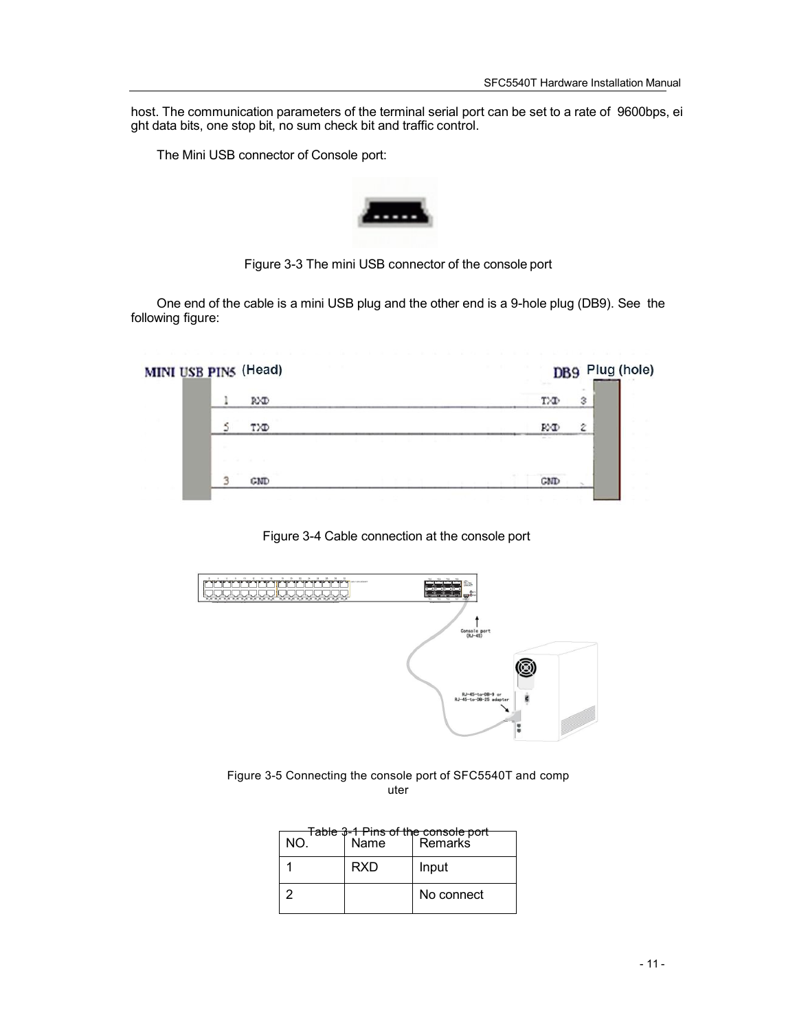host. The communication parameters of the terminal serial port can be set to a rate of 9600bps, eight data bits, one stop bit, no sum check bit and traffic control.

The Mini USB connector of Console port:

Figure 3-3 The mini USB connector of the console port

One end of the cable is a mini USB plug and the other end is a 9-hole plug (DB9). See the following figure:

Figure 3-4 Cable connection at the console port

Figure 3-5 Connecting the console port of SFC5540T and computer

Table 3-1 Pins of the console port

| NO. | Name | Remarks |
|---|---|---|
| 1 | RXD | Input |
| 2 | | No connect |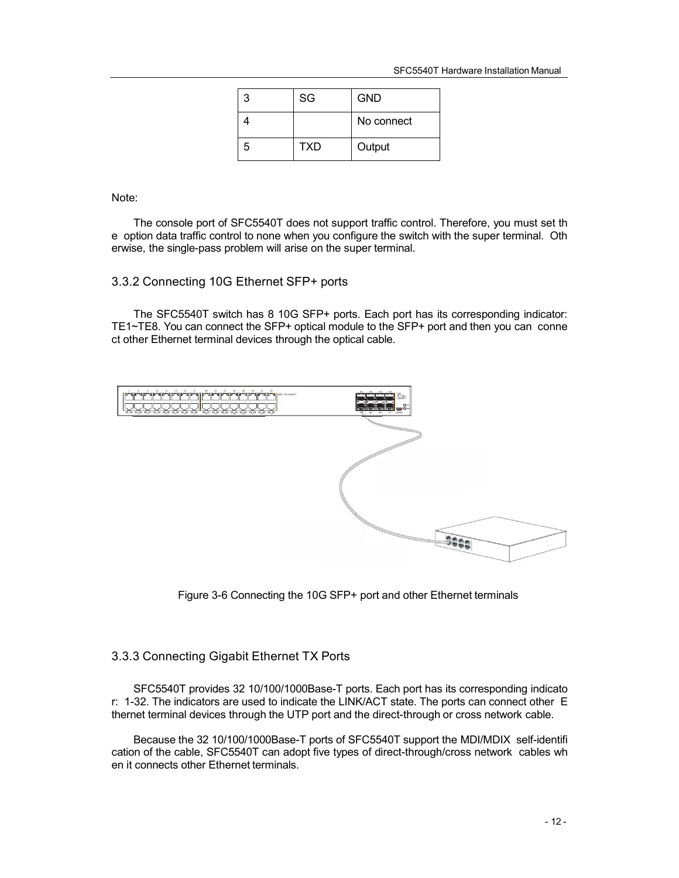| 3 | SG | GND |
|---|---|---|
| 4 |  | No connect |
| 5 | TXD | Output |

Note:

The console port of SFC5540T does not support traffic control. Therefore, you must set the option data traffic control to none when you configure the switch with the super terminal. Otherwise, the single-pass problem will arise on the super terminal.

### 3.3.2 Connecting 10G Ethernet SFP+ ports

The SFC5540T switch has 8 10G SFP+ ports. Each port has its corresponding indicator: TE1~TE8. You can connect the SFP+ optical module to the SFP+ port and then you can connect other Ethernet terminal devices through the optical cable.

Figure 3-6 Connecting the 10G SFP+ port and other Ethernet terminals

### 3.3.3 Connecting Gigabit Ethernet TX Ports

SFC5540T provides 32 10/100/1000Base-T ports. Each port has its corresponding indicator: 1-32. The indicators are used to indicate the LINK/ACT state. The ports can connect other Ethernet terminal devices through the UTP port and the direct-through or cross network cable.

Because the 32 10/100/1000Base-T ports of SFC5540T support the MDI/MDIX self-identification of the cable, SFC5540T can adopt five types of direct-through/cross network cables when it connects other Ethernet terminals.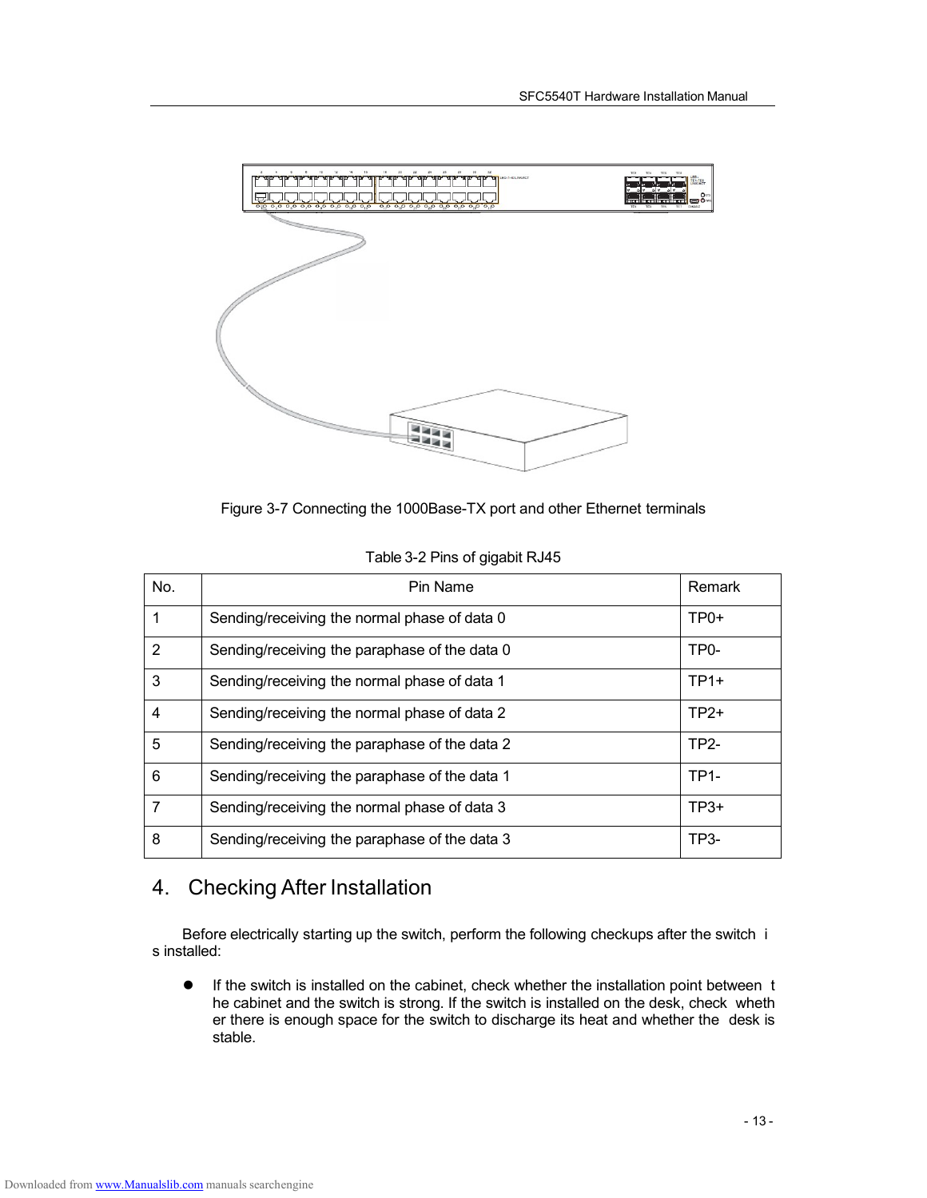Figure 3-7 Connecting the 1000Base-TX port and other Ethernet terminals

Table 3-2 Pins of gigabit RJ45

| No. | Pin Name | Remark |
|---|---|---|
| 1 | Sending/receiving the normal phase of data 0 | TP0+ |
| 2 | Sending/receiving the paraphase of the data 0 | TP0- |
| 3 | Sending/receiving the normal phase of data 1 | TP1+ |
| 4 | Sending/receiving the normal phase of data 2 | TP2+ |
| 5 | Sending/receiving the paraphase of the data 2 | TP2- |
| 6 | Sending/receiving the paraphase of the data 1 | TP1- |
| 7 | Sending/receiving the normal phase of data 3 | TP3+ |
| 8 | Sending/receiving the paraphase of the data 3 | TP3- |

# 4. Checking After Installation

Before electrically starting up the switch, perform the following checkups after the switch is installed:

- If the switch is installed on the cabinet, check whether the installation point between the cabinet and the switch is strong. If the switch is installed on the desk, check whether there is enough space for the switch to discharge its heat and whether the desk is stable.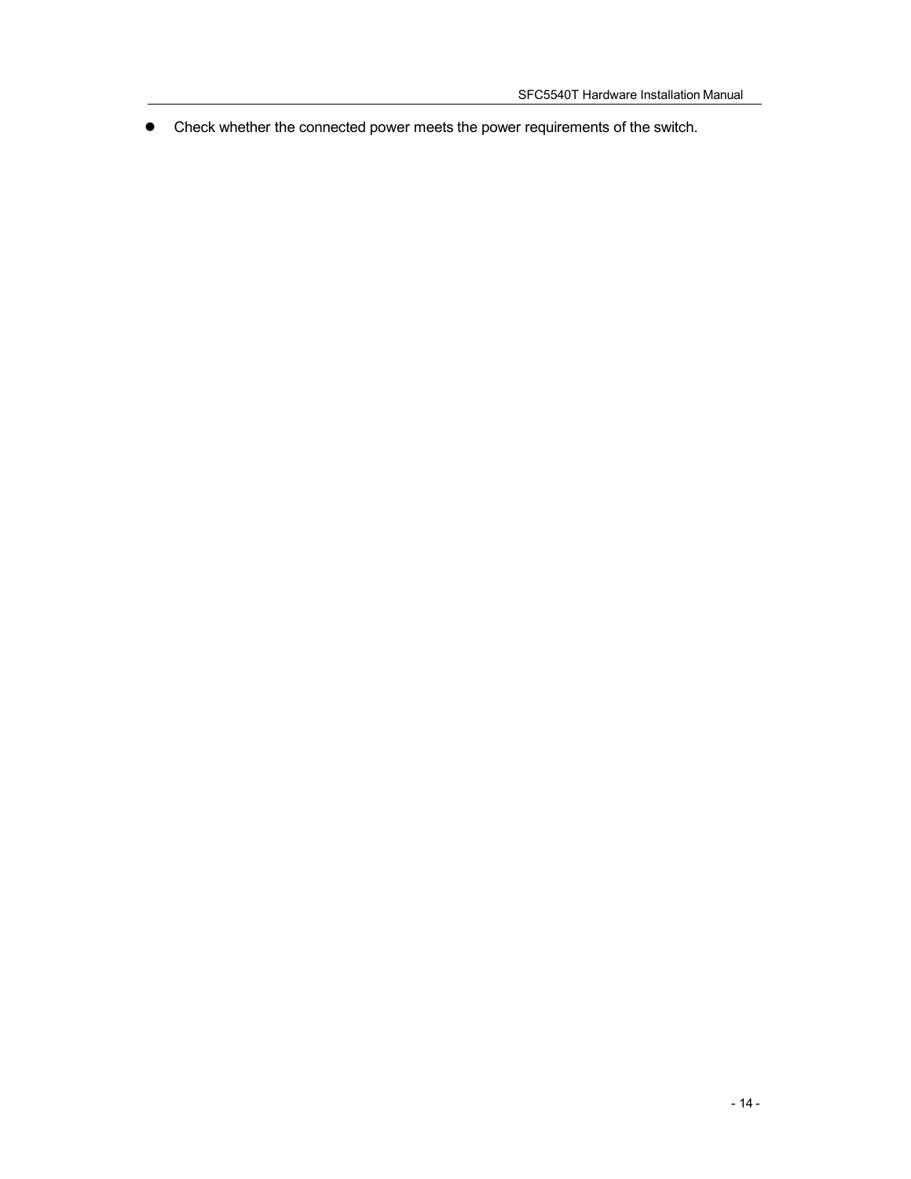- Check whether the connected power meets the power requirements of the switch.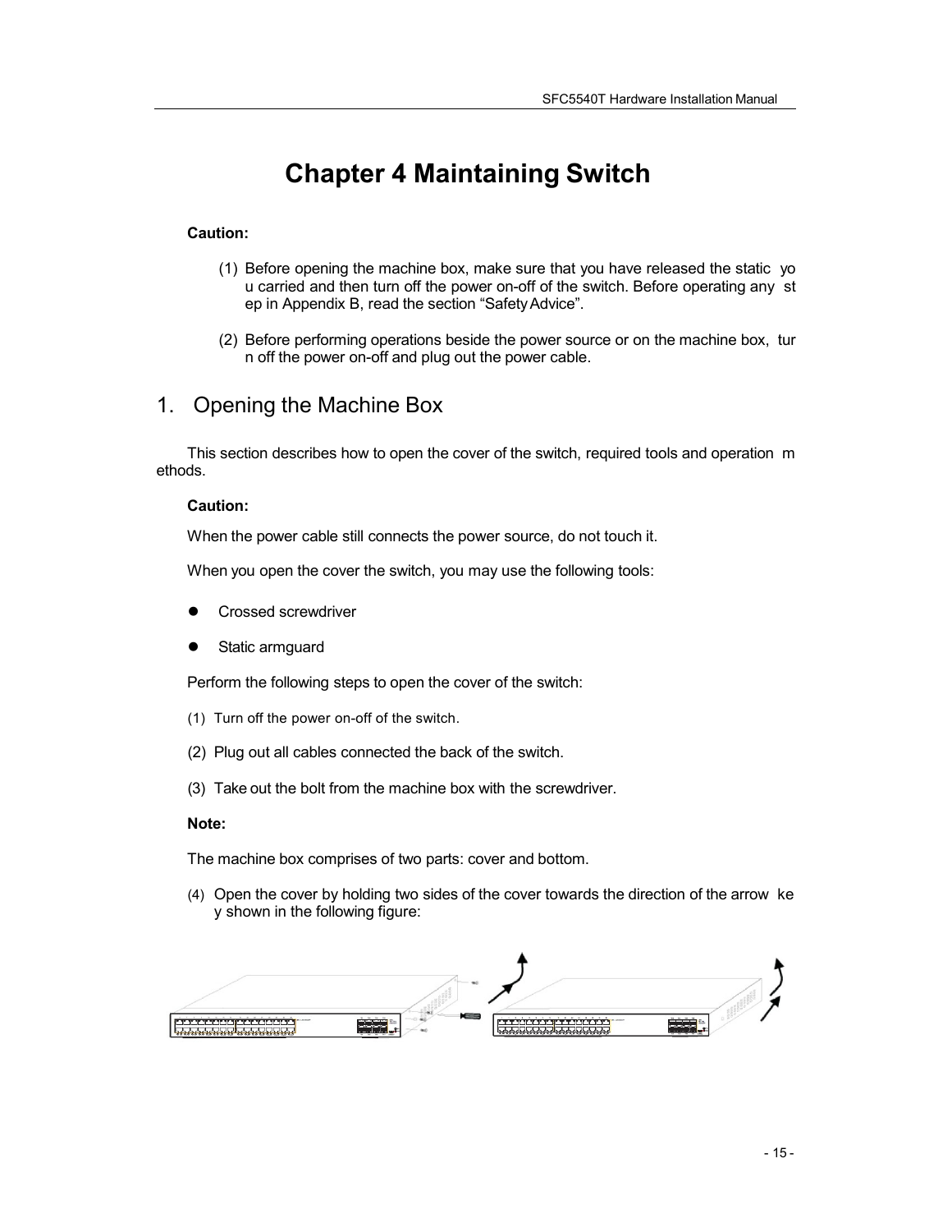# Chapter 4 Maintaining Switch

**Caution:**

(1) Before opening the machine box, make sure that you have released the static you carried and then turn off the power on-off of the switch. Before operating any step in Appendix B, read the section "Safety Advice".

(2) Before performing operations beside the power source or on the machine box, turn off the power on-off and plug out the power cable.

## 1. Opening the Machine Box

This section describes how to open the cover of the switch, required tools and operation methods.

**Caution:**

When the power cable still connects the power source, do not touch it.

When you open the cover the switch, you may use the following tools:

- Crossed screwdriver
- Static armguard

Perform the following steps to open the cover of the switch:

(1) Turn off the power on-off of the switch.

(2) Plug out all cables connected the back of the switch.

(3) Take out the bolt from the machine box with the screwdriver.

**Note:**

The machine box comprises of two parts: cover and bottom.

(4) Open the cover by holding two sides of the cover towards the direction of the arrow key shown in the following figure: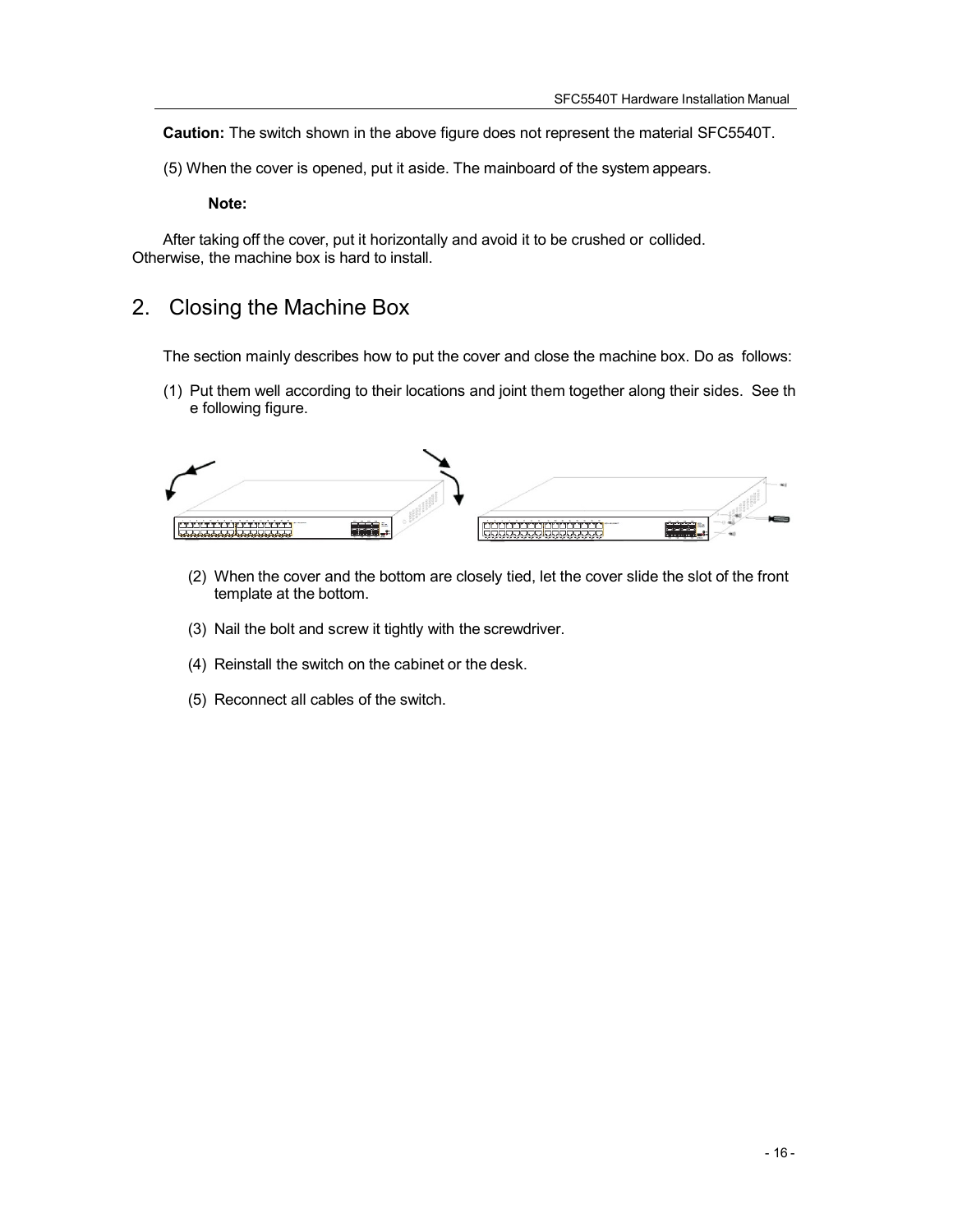**Caution:** The switch shown in the above figure does not represent the material SFC5540T.

(5) When the cover is opened, put it aside. The mainboard of the system appears.

**Note:**

After taking off the cover, put it horizontally and avoid it to be crushed or collided. Otherwise, the machine box is hard to install.

## 2. Closing the Machine Box

The section mainly describes how to put the cover and close the machine box. Do as follows:

(1) Put them well according to their locations and joint them together along their sides. See the following figure.

(2) When the cover and the bottom are closely tied, let the cover slide the slot of the front template at the bottom.

(3) Nail the bolt and screw it tightly with the screwdriver.

(4) Reinstall the switch on the cabinet or the desk.

(5) Reconnect all cables of the switch.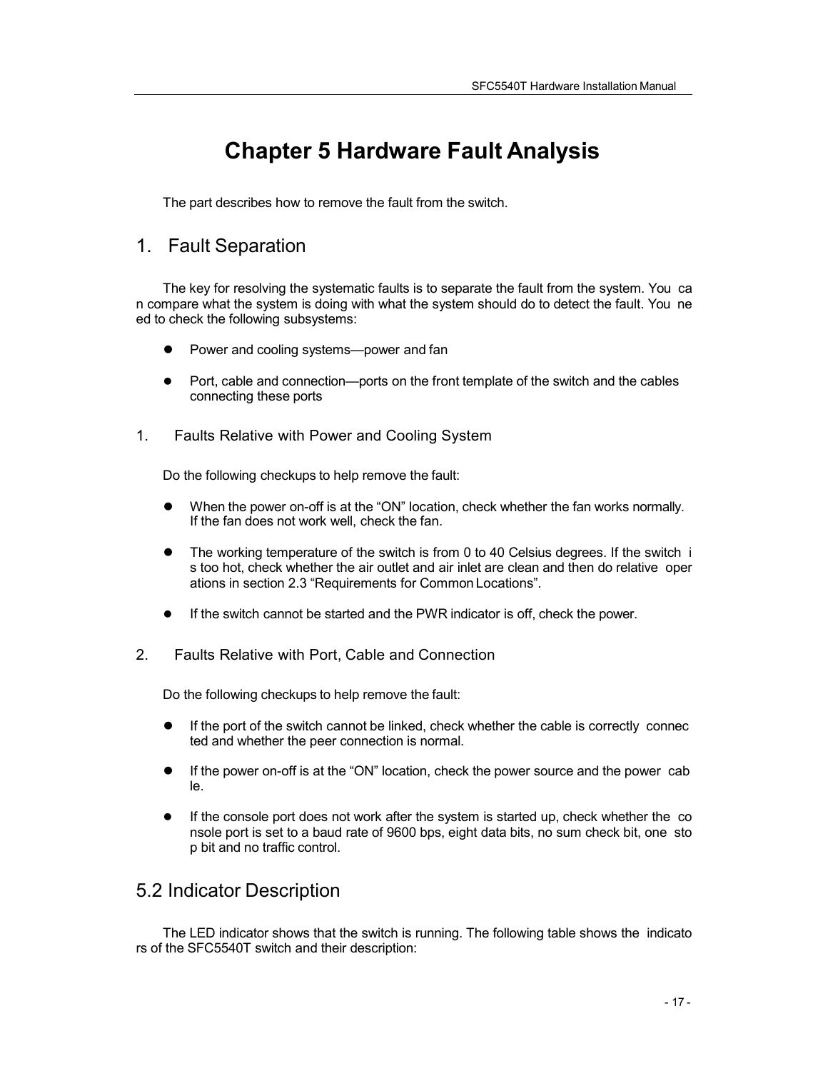# Chapter 5 Hardware Fault Analysis

The part describes how to remove the fault from the switch.

## 1. Fault Separation

The key for resolving the systematic faults is to separate the fault from the system. You can compare what the system is doing with what the system should do to detect the fault. You need to check the following subsystems:

- Power and cooling systems—power and fan
- Port, cable and connection—ports on the front template of the switch and the cables connecting these ports

### 1. Faults Relative with Power and Cooling System

Do the following checkups to help remove the fault:

- When the power on-off is at the “ON” location, check whether the fan works normally. If the fan does not work well, check the fan.
- The working temperature of the switch is from 0 to 40 Celsius degrees. If the switch is too hot, check whether the air outlet and air inlet are clean and then do relative operations in section 2.3 “Requirements for Common Locations”.
- If the switch cannot be started and the PWR indicator is off, check the power.

### 2. Faults Relative with Port, Cable and Connection

Do the following checkups to help remove the fault:

- If the port of the switch cannot be linked, check whether the cable is correctly connected and whether the peer connection is normal.
- If the power on-off is at the “ON” location, check the power source and the power cable.
- If the console port does not work after the system is started up, check whether the console port is set to a baud rate of 9600 bps, eight data bits, no sum check bit, one stop bit and no traffic control.

## 5.2 Indicator Description

The LED indicator shows that the switch is running. The following table shows the indicators of the SFC5540T switch and their description: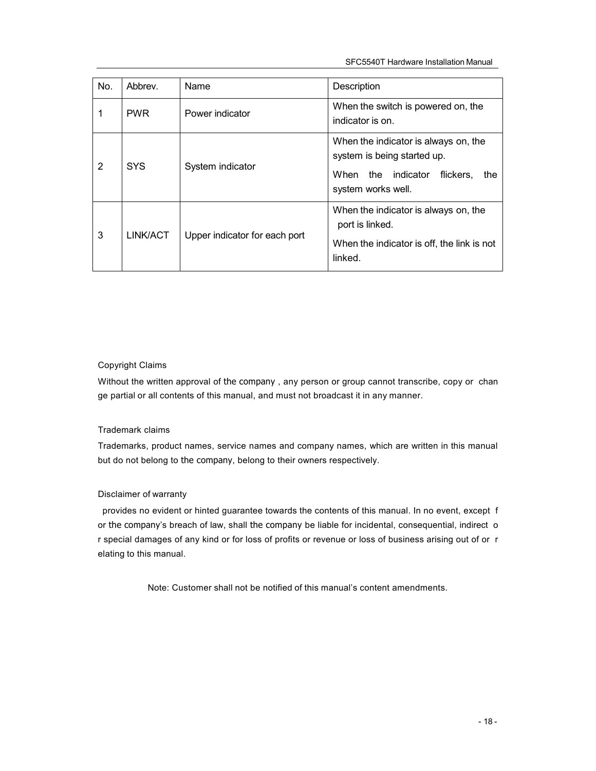| No. | Abbrev. | Name | Description |
| --- | --- | --- | --- |
| 1 | PWR | Power indicator | When the switch is powered on, the indicator is on. |
| 2 | SYS | System indicator | When the indicator is always on, the system is being started up.<br>When the indicator flickers, the system works well. |
| 3 | LINK/ACT | Upper indicator for each port | When the indicator is always on, the port is linked.<br>When the indicator is off, the link is not linked. |

Copyright Claims

Without the written approval of the company , any person or group cannot transcribe, copy or chan ge partial or all contents of this manual, and must not broadcast it in any manner.

Trademark claims

Trademarks, product names, service names and company names, which are written in this manual but do not belong to the company, belong to their owners respectively.

Disclaimer of warranty

provides no evident or hinted guarantee towards the contents of this manual. In no event, except f or the company's breach of law, shall the company be liable for incidental, consequential, indirect o r special damages of any kind or for loss of profits or revenue or loss of business arising out of or r elating to this manual.

Note: Customer shall not be notified of this manual's content amendments.